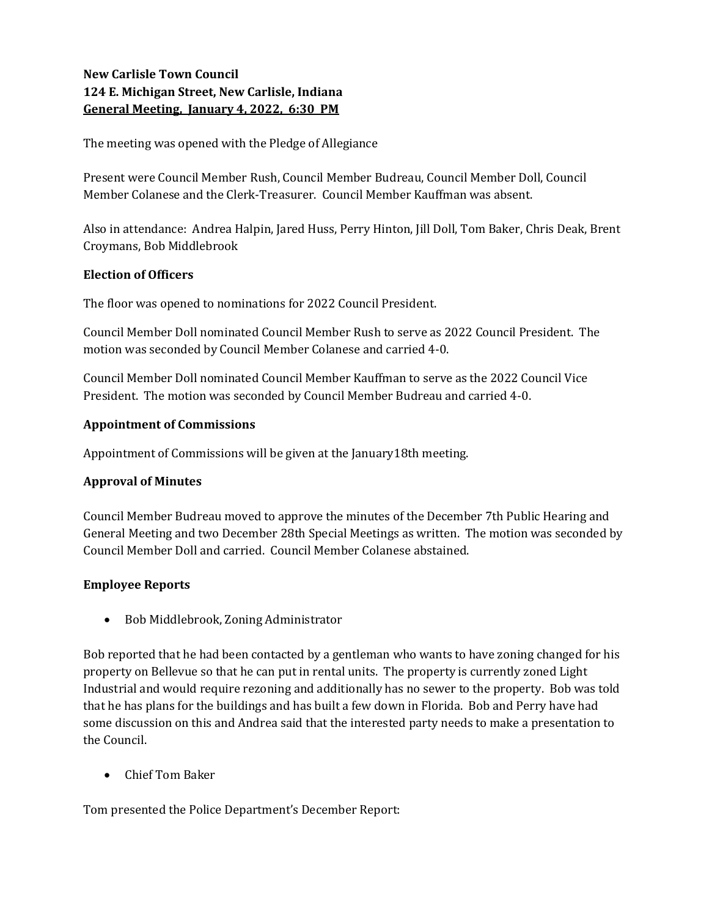**New Carlisle Town Council**
**124 E. Michigan Street, New Carlisle, Indiana**
**<u>General Meeting, January 4, 2022, 6:30 PM</u>**

The meeting was opened with the Pledge of Allegiance

Present were Council Member Rush, Council Member Budreau, Council Member Doll, Council Member Colanese and the Clerk-Treasurer. Council Member Kauffman was absent.

Also in attendance: Andrea Halpin, Jared Huss, Perry Hinton, Jill Doll, Tom Baker, Chris Deak, Brent Croymans, Bob Middlebrook

**Election of Officers**

The floor was opened to nominations for 2022 Council President.

Council Member Doll nominated Council Member Rush to serve as 2022 Council President. The motion was seconded by Council Member Colanese and carried 4-0.

Council Member Doll nominated Council Member Kauffman to serve as the 2022 Council Vice President. The motion was seconded by Council Member Budreau and carried 4-0.

**Appointment of Commissions**

Appointment of Commissions will be given at the January18th meeting.

**Approval of Minutes**

Council Member Budreau moved to approve the minutes of the December 7th Public Hearing and General Meeting and two December 28th Special Meetings as written. The motion was seconded by Council Member Doll and carried. Council Member Colanese abstained.

**Employee Reports**

- Bob Middlebrook, Zoning Administrator

Bob reported that he had been contacted by a gentleman who wants to have zoning changed for his property on Bellevue so that he can put in rental units. The property is currently zoned Light Industrial and would require rezoning and additionally has no sewer to the property. Bob was told that he has plans for the buildings and has built a few down in Florida. Bob and Perry have had some discussion on this and Andrea said that the interested party needs to make a presentation to the Council.

- Chief Tom Baker

Tom presented the Police Department's December Report: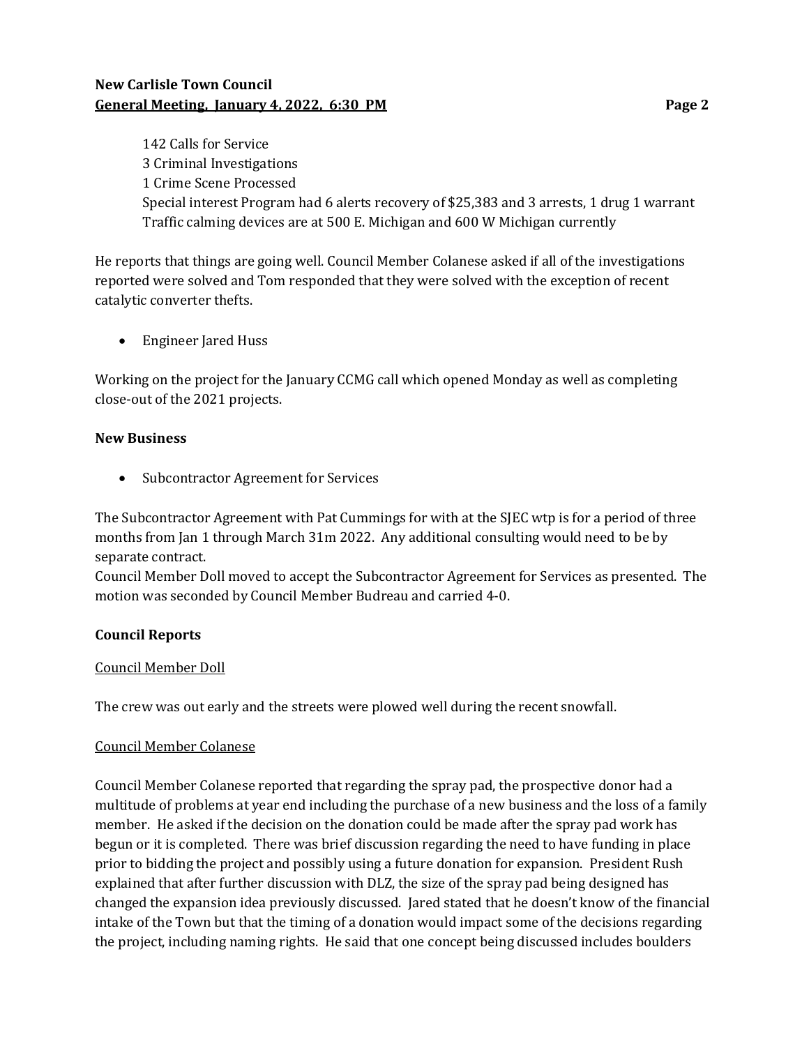142 Calls for Service
3 Criminal Investigations
1 Crime Scene Processed
Special interest Program had 6 alerts recovery of $25,383 and 3 arrests, 1 drug 1 warrant
Traffic calming devices are at 500 E. Michigan and 600 W Michigan currently

He reports that things are going well. Council Member Colanese asked if all of the investigations reported were solved and Tom responded that they were solved with the exception of recent catalytic converter thefts.

- Engineer Jared Huss

Working on the project for the January CCMG call which opened Monday as well as completing close-out of the 2021 projects.

**New Business**

- Subcontractor Agreement for Services

The Subcontractor Agreement with Pat Cummings for with at the SJEC wtp is for a period of three months from Jan 1 through March 31m 2022. Any additional consulting would need to be by separate contract.
Council Member Doll moved to accept the Subcontractor Agreement for Services as presented. The motion was seconded by Council Member Budreau and carried 4-0.

**Council Reports**

Council Member Doll

The crew was out early and the streets were plowed well during the recent snowfall.

Council Member Colanese

Council Member Colanese reported that regarding the spray pad, the prospective donor had a multitude of problems at year end including the purchase of a new business and the loss of a family member. He asked if the decision on the donation could be made after the spray pad work has begun or it is completed. There was brief discussion regarding the need to have funding in place prior to bidding the project and possibly using a future donation for expansion. President Rush explained that after further discussion with DLZ, the size of the spray pad being designed has changed the expansion idea previously discussed. Jared stated that he doesn't know of the financial intake of the Town but that the timing of a donation would impact some of the decisions regarding the project, including naming rights. He said that one concept being discussed includes boulders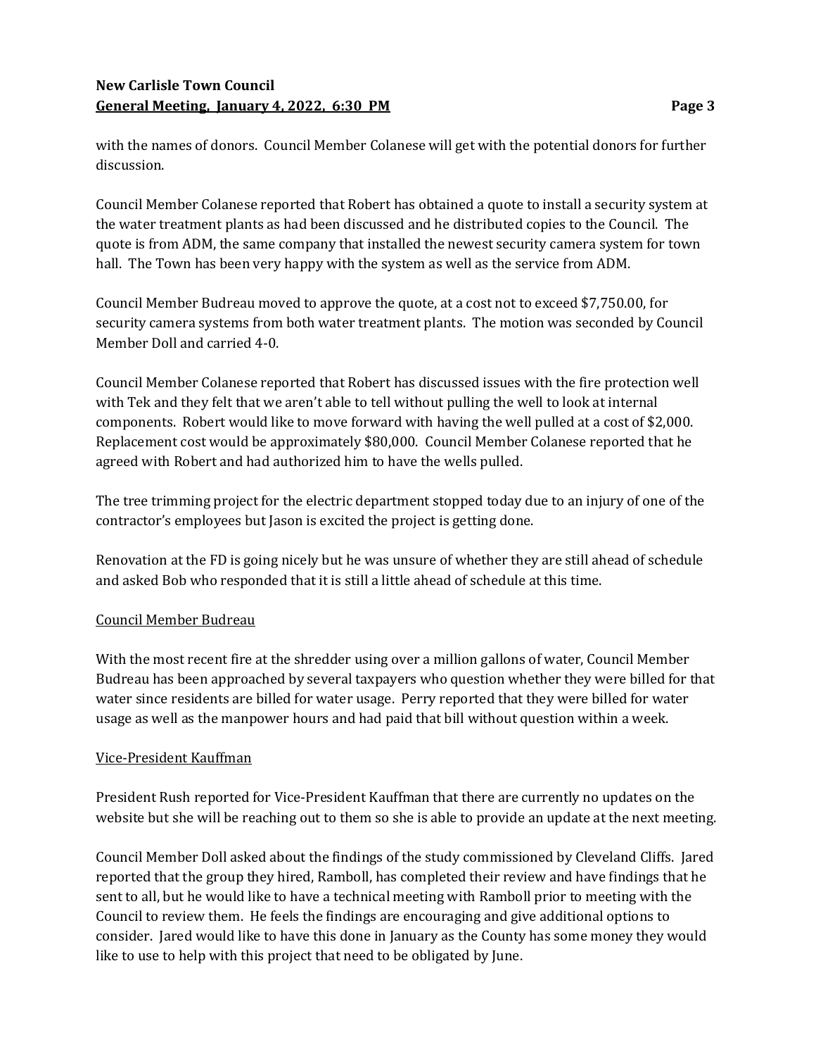with the names of donors. Council Member Colanese will get with the potential donors for further discussion.

Council Member Colanese reported that Robert has obtained a quote to install a security system at the water treatment plants as had been discussed and he distributed copies to the Council. The quote is from ADM, the same company that installed the newest security camera system for town hall. The Town has been very happy with the system as well as the service from ADM.

Council Member Budreau moved to approve the quote, at a cost not to exceed $7,750.00, for security camera systems from both water treatment plants. The motion was seconded by Council Member Doll and carried 4-0.

Council Member Colanese reported that Robert has discussed issues with the fire protection well with Tek and they felt that we aren't able to tell without pulling the well to look at internal components. Robert would like to move forward with having the well pulled at a cost of $2,000. Replacement cost would be approximately $80,000. Council Member Colanese reported that he agreed with Robert and had authorized him to have the wells pulled.

The tree trimming project for the electric department stopped today due to an injury of one of the contractor's employees but Jason is excited the project is getting done.

Renovation at the FD is going nicely but he was unsure of whether they are still ahead of schedule and asked Bob who responded that it is still a little ahead of schedule at this time.

Council Member Budreau

With the most recent fire at the shredder using over a million gallons of water, Council Member Budreau has been approached by several taxpayers who question whether they were billed for that water since residents are billed for water usage. Perry reported that they were billed for water usage as well as the manpower hours and had paid that bill without question within a week.

Vice-President Kauffman

President Rush reported for Vice-President Kauffman that there are currently no updates on the website but she will be reaching out to them so she is able to provide an update at the next meeting.

Council Member Doll asked about the findings of the study commissioned by Cleveland Cliffs. Jared reported that the group they hired, Ramboll, has completed their review and have findings that he sent to all, but he would like to have a technical meeting with Ramboll prior to meeting with the Council to review them. He feels the findings are encouraging and give additional options to consider. Jared would like to have this done in January as the County has some money they would like to use to help with this project that need to be obligated by June.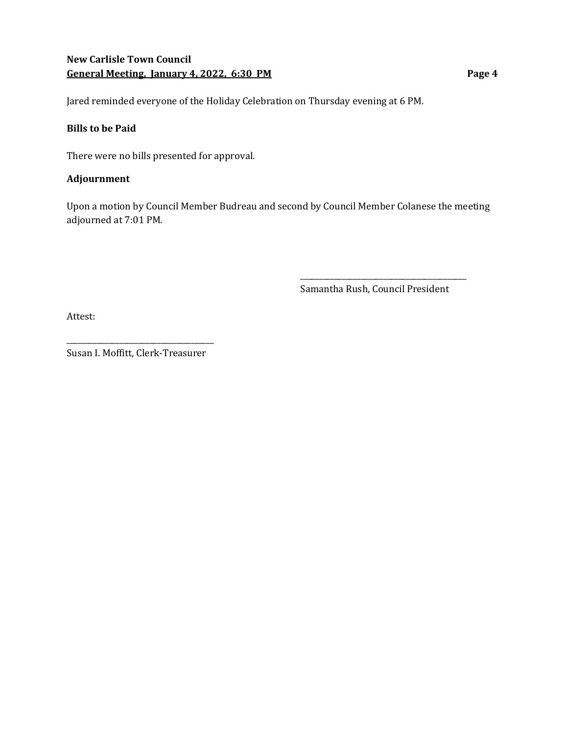Jared reminded everyone of the Holiday Celebration on Thursday evening at 6 PM.

**Bills to be Paid**

There were no bills presented for approval.

**Adjournment**

Upon a motion by Council Member Budreau and second by Council Member Colanese the meeting adjourned at 7:01 PM.

\_\_\_\_\_\_\_\_\_\_\_\_\_\_\_\_\_\_\_\_\_\_\_\_\_\_\_\_\_\_\_\_\_\_\_\_\_\_\_\_\_\_

Samantha Rush, Council President

Attest:

\_\_\_\_\_\_\_\_\_\_\_\_\_\_\_\_\_\_\_\_\_\_\_\_\_\_\_\_\_\_\_\_\_\_\_\_\_\_

Susan I. Moffitt, Clerk-Treasurer